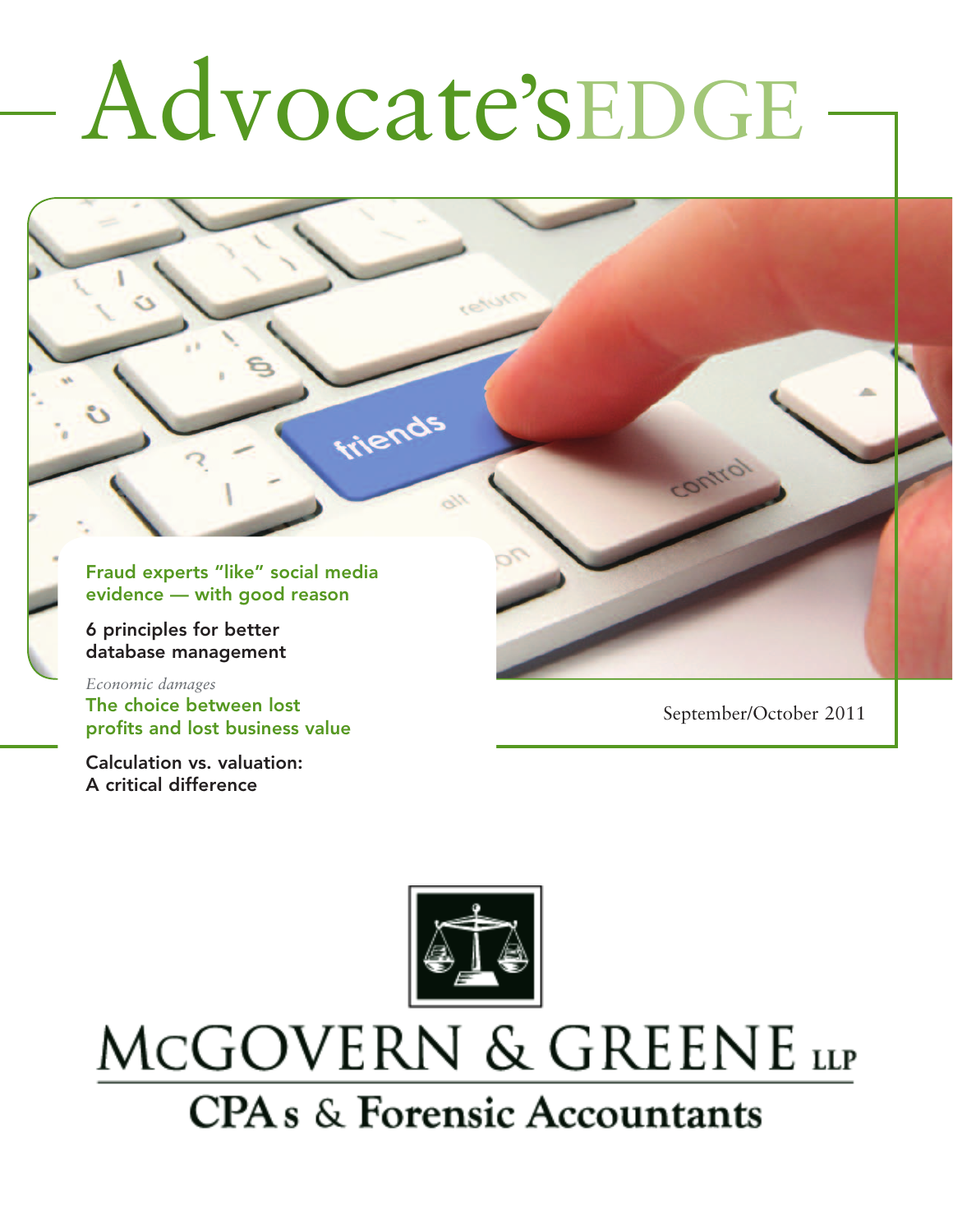# Advocate'sEDGE

Fraud experts "like" social media evidence — with good reason

6 principles for better database management

*Economic damages*
The choice between lost profits and lost business value

Calculation vs. valuation: A critical difference

September/October 2011

McGOVERN & GREENE LLP

CPAs & Forensic Accountants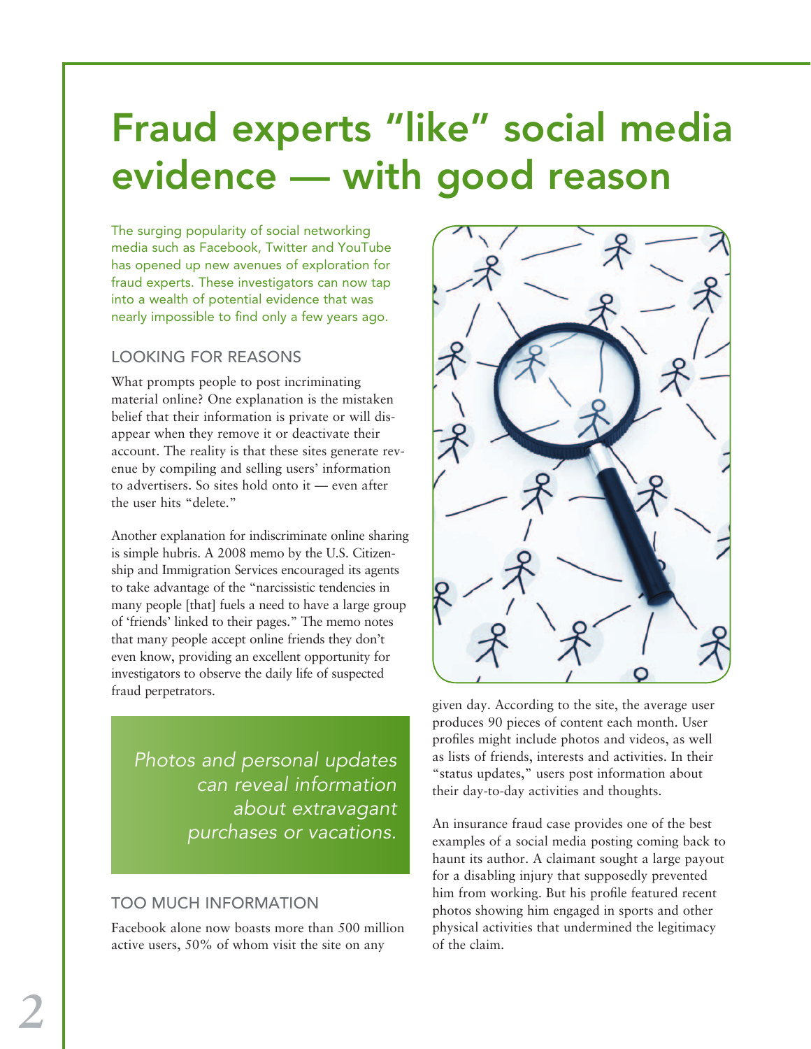# Fraud experts "like" social media evidence — with good reason

The surging popularity of social networking media such as Facebook, Twitter and YouTube has opened up new avenues of exploration for fraud experts. These investigators can now tap into a wealth of potential evidence that was nearly impossible to find only a few years ago.

## LOOKING FOR REASONS

What prompts people to post incriminating material online? One explanation is the mistaken belief that their information is private or will disappear when they remove it or deactivate their account. The reality is that these sites generate revenue by compiling and selling users' information to advertisers. So sites hold onto it — even after the user hits "delete."

Another explanation for indiscriminate online sharing is simple hubris. A 2008 memo by the U.S. Citizenship and Immigration Services encouraged its agents to take advantage of the "narcissistic tendencies in many people [that] fuels a need to have a large group of 'friends' linked to their pages." The memo notes that many people accept online friends they don't even know, providing an excellent opportunity for investigators to observe the daily life of suspected fraud perpetrators.

> *Photos and personal updates can reveal information about extravagant purchases or vacations.*

## TOO MUCH INFORMATION

Facebook alone now boasts more than 500 million active users, 50% of whom visit the site on any given day. According to the site, the average user produces 90 pieces of content each month. User profiles might include photos and videos, as well as lists of friends, interests and activities. In their "status updates," users post information about their day-to-day activities and thoughts.

An insurance fraud case provides one of the best examples of a social media posting coming back to haunt its author. A claimant sought a large payout for a disabling injury that supposedly prevented him from working. But his profile featured recent photos showing him engaged in sports and other physical activities that undermined the legitimacy of the claim.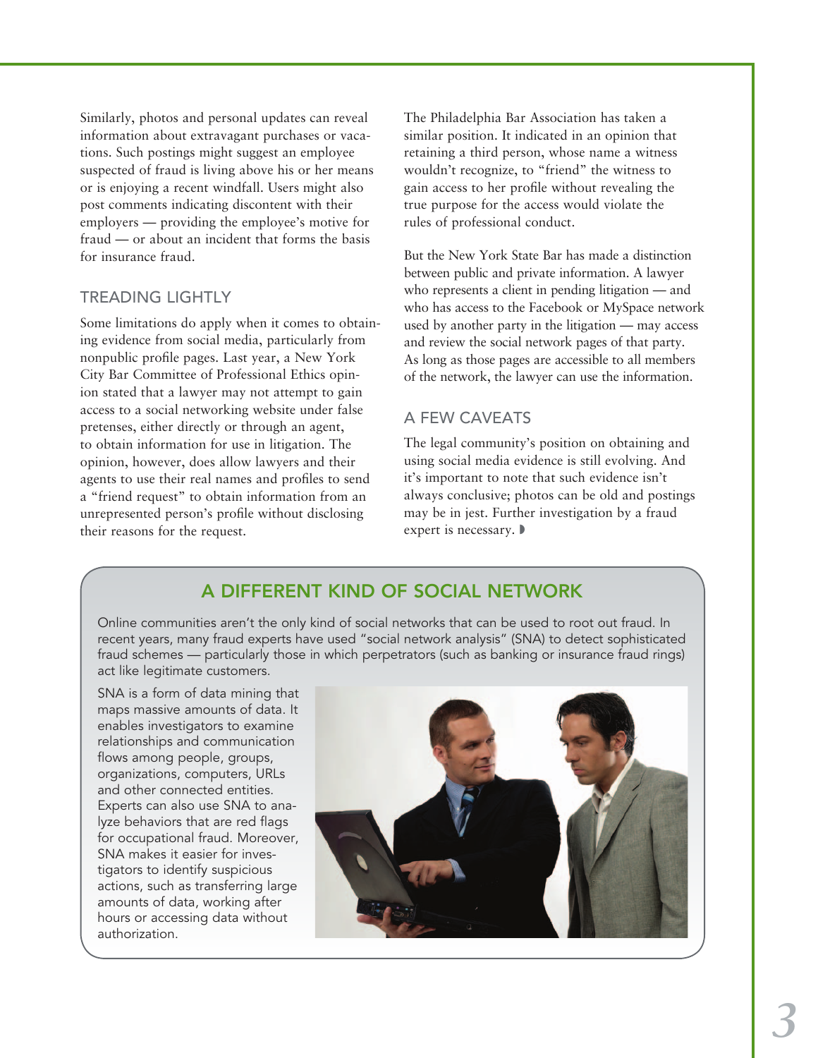Similarly, photos and personal updates can reveal information about extravagant purchases or vacations. Such postings might suggest an employee suspected of fraud is living above his or her means or is enjoying a recent windfall. Users might also post comments indicating discontent with their employers — providing the employee's motive for fraud — or about an incident that forms the basis for insurance fraud.

## TREADING LIGHTLY

Some limitations do apply when it comes to obtaining evidence from social media, particularly from nonpublic profile pages. Last year, a New York City Bar Committee of Professional Ethics opinion stated that a lawyer may not attempt to gain access to a social networking website under false pretenses, either directly or through an agent, to obtain information for use in litigation. The opinion, however, does allow lawyers and their agents to use their real names and profiles to send a "friend request" to obtain information from an unrepresented person's profile without disclosing their reasons for the request.

The Philadelphia Bar Association has taken a similar position. It indicated in an opinion that retaining a third person, whose name a witness wouldn't recognize, to "friend" the witness to gain access to her profile without revealing the true purpose for the access would violate the rules of professional conduct.

But the New York State Bar has made a distinction between public and private information. A lawyer who represents a client in pending litigation — and who has access to the Facebook or MySpace network used by another party in the litigation — may access and review the social network pages of that party. As long as those pages are accessible to all members of the network, the lawyer can use the information.

## A FEW CAVEATS

The legal community's position on obtaining and using social media evidence is still evolving. And it's important to note that such evidence isn't always conclusive; photos can be old and postings may be in jest. Further investigation by a fraud expert is necessary. ◗

## A DIFFERENT KIND OF SOCIAL NETWORK

Online communities aren't the only kind of social networks that can be used to root out fraud. In recent years, many fraud experts have used "social network analysis" (SNA) to detect sophisticated fraud schemes — particularly those in which perpetrators (such as banking or insurance fraud rings) act like legitimate customers.

SNA is a form of data mining that maps massive amounts of data. It enables investigators to examine relationships and communication flows among people, groups, organizations, computers, URLs and other connected entities. Experts can also use SNA to analyze behaviors that are red flags for occupational fraud. Moreover, SNA makes it easier for investigators to identify suspicious actions, such as transferring large amounts of data, working after hours or accessing data without authorization.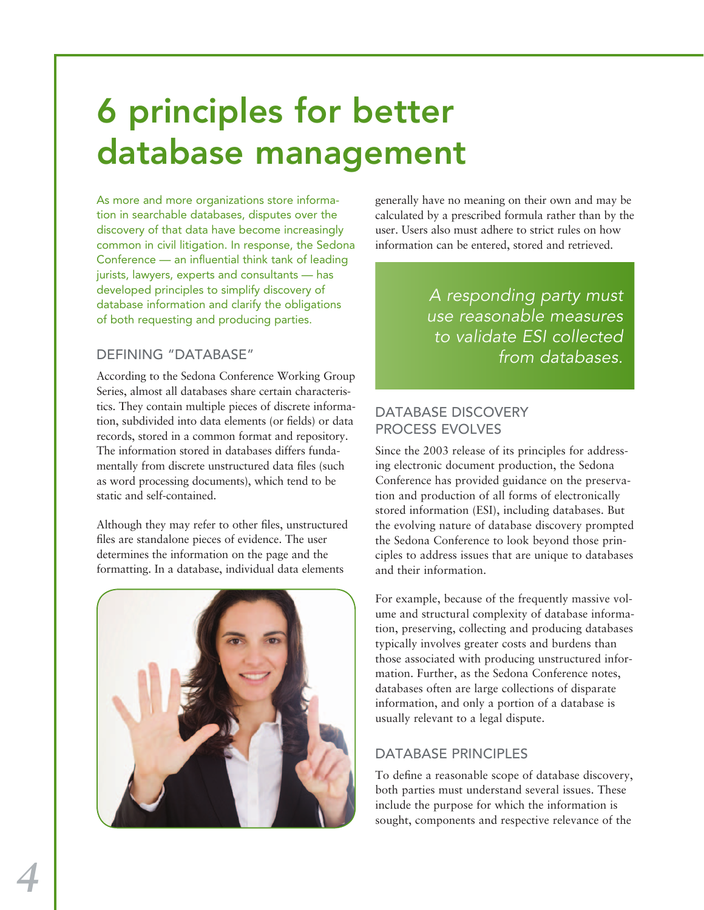# 6 principles for better database management

As more and more organizations store information in searchable databases, disputes over the discovery of that data have become increasingly common in civil litigation. In response, the Sedona Conference — an influential think tank of leading jurists, lawyers, experts and consultants — has developed principles to simplify discovery of database information and clarify the obligations of both requesting and producing parties.

## DEFINING "DATABASE"

According to the Sedona Conference Working Group Series, almost all databases share certain characteristics. They contain multiple pieces of discrete information, subdivided into data elements (or fields) or data records, stored in a common format and repository. The information stored in databases differs fundamentally from discrete unstructured data files (such as word processing documents), which tend to be static and self-contained.

Although they may refer to other files, unstructured files are standalone pieces of evidence. The user determines the information on the page and the formatting. In a database, individual data elements generally have no meaning on their own and may be calculated by a prescribed formula rather than by the user. Users also must adhere to strict rules on how information can be entered, stored and retrieved.

> *A responding party must use reasonable measures to validate ESI collected from databases.*

## DATABASE DISCOVERY PROCESS EVOLVES

Since the 2003 release of its principles for addressing electronic document production, the Sedona Conference has provided guidance on the preservation and production of all forms of electronically stored information (ESI), including databases. But the evolving nature of database discovery prompted the Sedona Conference to look beyond those principles to address issues that are unique to databases and their information.

For example, because of the frequently massive volume and structural complexity of database information, preserving, collecting and producing databases typically involves greater costs and burdens than those associated with producing unstructured information. Further, as the Sedona Conference notes, databases often are large collections of disparate information, and only a portion of a database is usually relevant to a legal dispute.

## DATABASE PRINCIPLES

To define a reasonable scope of database discovery, both parties must understand several issues. These include the purpose for which the information is sought, components and respective relevance of the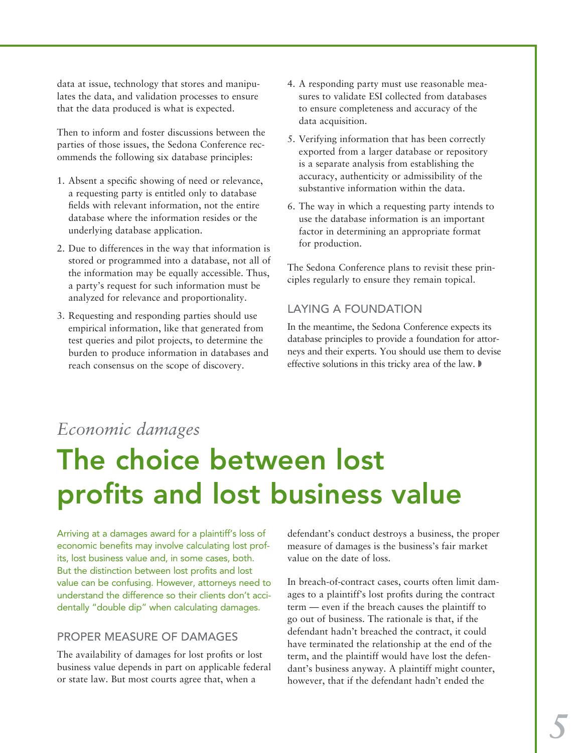data at issue, technology that stores and manipulates the data, and validation processes to ensure that the data produced is what is expected.

Then to inform and foster discussions between the parties of those issues, the Sedona Conference recommends the following six database principles:

1. Absent a specific showing of need or relevance, a requesting party is entitled only to database fields with relevant information, not the entire database where the information resides or the underlying database application.
2. Due to differences in the way that information is stored or programmed into a database, not all of the information may be equally accessible. Thus, a party's request for such information must be analyzed for relevance and proportionality.
3. Requesting and responding parties should use empirical information, like that generated from test queries and pilot projects, to determine the burden to produce information in databases and reach consensus on the scope of discovery.
4. A responding party must use reasonable measures to validate ESI collected from databases to ensure completeness and accuracy of the data acquisition.
5. Verifying information that has been correctly exported from a larger database or repository is a separate analysis from establishing the accuracy, authenticity or admissibility of the substantive information within the data.
6. The way in which a requesting party intends to use the database information is an important factor in determining an appropriate format for production.

The Sedona Conference plans to revisit these principles regularly to ensure they remain topical.

### LAYING A FOUNDATION

In the meantime, the Sedona Conference expects its database principles to provide a foundation for attorneys and their experts. You should use them to devise effective solutions in this tricky area of the law.

*Economic damages*

# The choice between lost profits and lost business value

Arriving at a damages award for a plaintiff's loss of economic benefits may involve calculating lost profits, lost business value and, in some cases, both. But the distinction between lost profits and lost value can be confusing. However, attorneys need to understand the difference so their clients don't accidentally "double dip" when calculating damages.

### PROPER MEASURE OF DAMAGES

The availability of damages for lost profits or lost business value depends in part on applicable federal or state law. But most courts agree that, when a defendant's conduct destroys a business, the proper measure of damages is the business's fair market value on the date of loss.

In breach-of-contract cases, courts often limit damages to a plaintiff's lost profits during the contract term — even if the breach causes the plaintiff to go out of business. The rationale is that, if the defendant hadn't breached the contract, it could have terminated the relationship at the end of the term, and the plaintiff would have lost the defendant's business anyway. A plaintiff might counter, however, that if the defendant hadn't ended the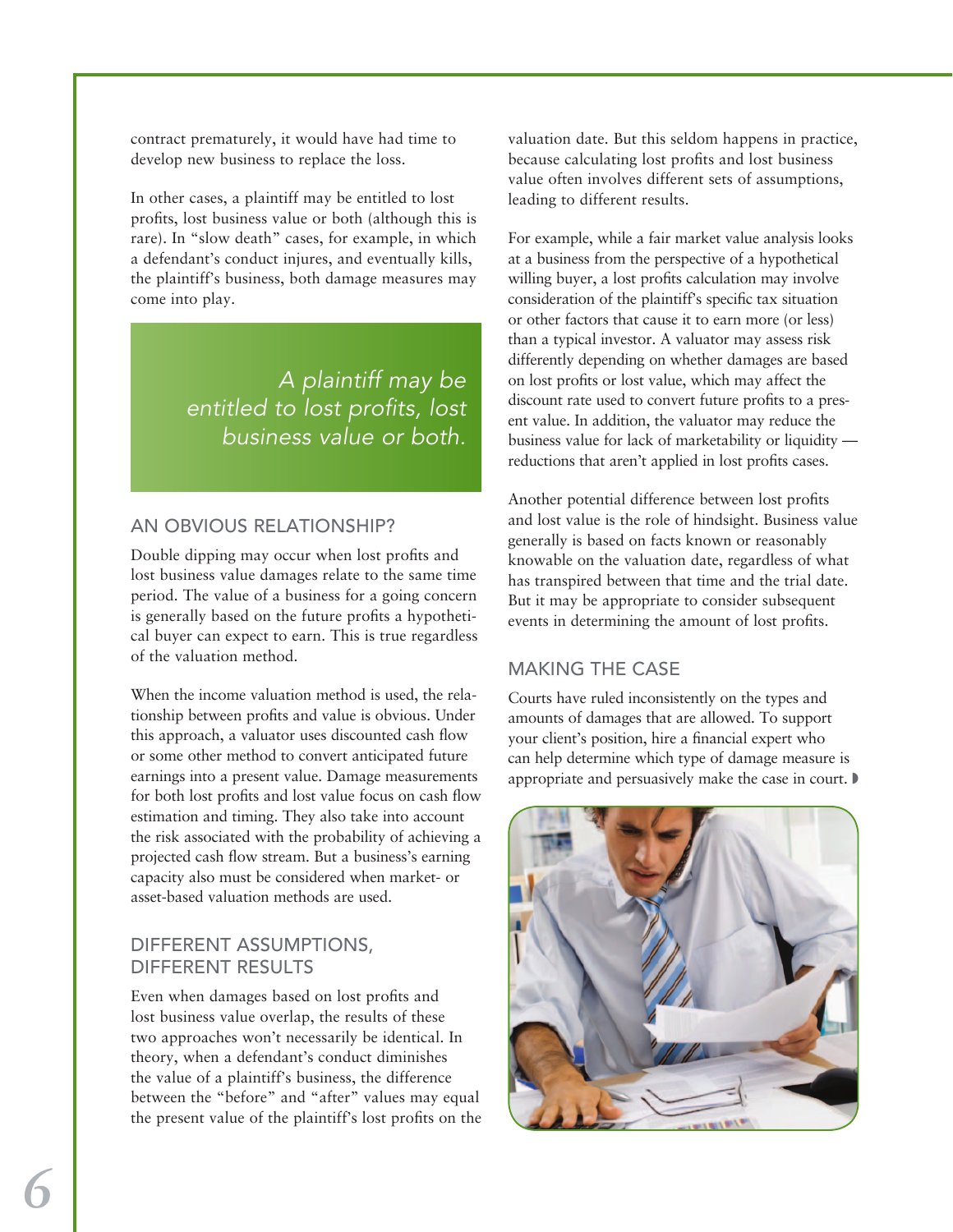contract prematurely, it would have had time to develop new business to replace the loss.

In other cases, a plaintiff may be entitled to lost profits, lost business value or both (although this is rare). In "slow death" cases, for example, in which a defendant's conduct injures, and eventually kills, the plaintiff's business, both damage measures may come into play.

*A plaintiff may be entitled to lost profits, lost business value or both.*

## AN OBVIOUS RELATIONSHIP?

Double dipping may occur when lost profits and lost business value damages relate to the same time period. The value of a business for a going concern is generally based on the future profits a hypothetical buyer can expect to earn. This is true regardless of the valuation method.

When the income valuation method is used, the relationship between profits and value is obvious. Under this approach, a valuator uses discounted cash flow or some other method to convert anticipated future earnings into a present value. Damage measurements for both lost profits and lost value focus on cash flow estimation and timing. They also take into account the risk associated with the probability of achieving a projected cash flow stream. But a business's earning capacity also must be considered when market- or asset-based valuation methods are used.

## DIFFERENT ASSUMPTIONS, DIFFERENT RESULTS

Even when damages based on lost profits and lost business value overlap, the results of these two approaches won't necessarily be identical. In theory, when a defendant's conduct diminishes the value of a plaintiff's business, the difference between the "before" and "after" values may equal the present value of the plaintiff's lost profits on the valuation date. But this seldom happens in practice, because calculating lost profits and lost business value often involves different sets of assumptions, leading to different results.

For example, while a fair market value analysis looks at a business from the perspective of a hypothetical willing buyer, a lost profits calculation may involve consideration of the plaintiff's specific tax situation or other factors that cause it to earn more (or less) than a typical investor. A valuator may assess risk differently depending on whether damages are based on lost profits or lost value, which may affect the discount rate used to convert future profits to a present value. In addition, the valuator may reduce the business value for lack of marketability or liquidity — reductions that aren't applied in lost profits cases.

Another potential difference between lost profits and lost value is the role of hindsight. Business value generally is based on facts known or reasonably knowable on the valuation date, regardless of what has transpired between that time and the trial date. But it may be appropriate to consider subsequent events in determining the amount of lost profits.

## MAKING THE CASE

Courts have ruled inconsistently on the types and amounts of damages that are allowed. To support your client's position, hire a financial expert who can help determine which type of damage measure is appropriate and persuasively make the case in court.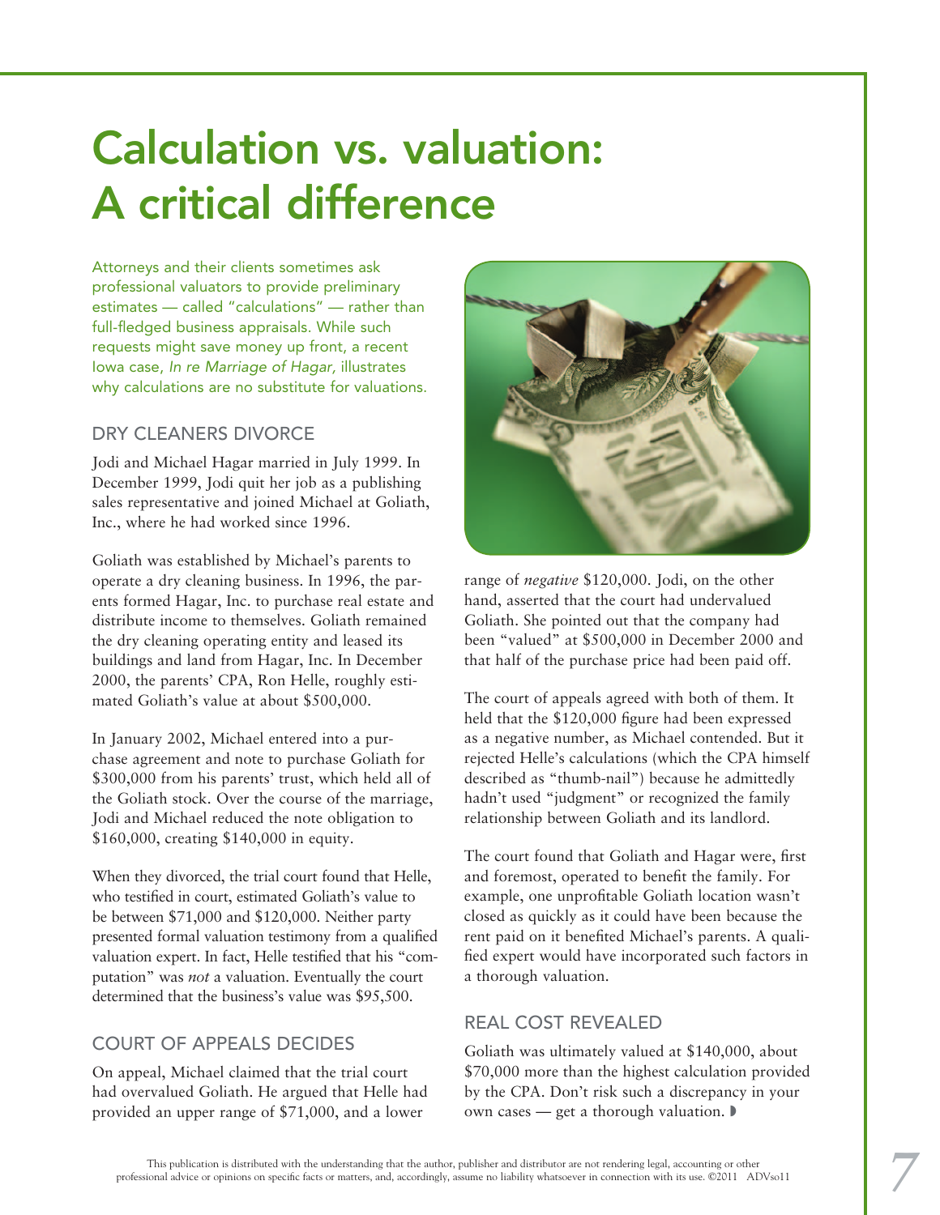# Calculation vs. valuation: A critical difference

Attorneys and their clients sometimes ask professional valuators to provide preliminary estimates — called "calculations" — rather than full-fledged business appraisals. While such requests might save money up front, a recent Iowa case, *In re Marriage of Hagar,* illustrates why calculations are no substitute for valuations.

## DRY CLEANERS DIVORCE

Jodi and Michael Hagar married in July 1999. In December 1999, Jodi quit her job as a publishing sales representative and joined Michael at Goliath, Inc., where he had worked since 1996.

Goliath was established by Michael's parents to operate a dry cleaning business. In 1996, the parents formed Hagar, Inc. to purchase real estate and distribute income to themselves. Goliath remained the dry cleaning operating entity and leased its buildings and land from Hagar, Inc. In December 2000, the parents' CPA, Ron Helle, roughly estimated Goliath's value at about $500,000.

In January 2002, Michael entered into a purchase agreement and note to purchase Goliath for $300,000 from his parents' trust, which held all of the Goliath stock. Over the course of the marriage, Jodi and Michael reduced the note obligation to $160,000, creating $140,000 in equity.

When they divorced, the trial court found that Helle, who testified in court, estimated Goliath's value to be between $71,000 and $120,000. Neither party presented formal valuation testimony from a qualified valuation expert. In fact, Helle testified that his "computation" was *not* a valuation. Eventually the court determined that the business's value was $95,500.

## COURT OF APPEALS DECIDES

On appeal, Michael claimed that the trial court had overvalued Goliath. He argued that Helle had provided an upper range of $71,000, and a lower range of *negative* $120,000. Jodi, on the other hand, asserted that the court had undervalued Goliath. She pointed out that the company had been "valued" at $500,000 in December 2000 and that half of the purchase price had been paid off.

The court of appeals agreed with both of them. It held that the $120,000 figure had been expressed as a negative number, as Michael contended. But it rejected Helle's calculations (which the CPA himself described as "thumb-nail") because he admittedly hadn't used "judgment" or recognized the family relationship between Goliath and its landlord.

The court found that Goliath and Hagar were, first and foremost, operated to benefit the family. For example, one unprofitable Goliath location wasn't closed as quickly as it could have been because the rent paid on it benefited Michael's parents. A qualified expert would have incorporated such factors in a thorough valuation.

## REAL COST REVEALED

Goliath was ultimately valued at $140,000, about $70,000 more than the highest calculation provided by the CPA. Don't risk such a discrepancy in your own cases — get a thorough valuation.

This publication is distributed with the understanding that the author, publisher and distributor are not rendering legal, accounting or other professional advice or opinions on specific facts or matters, and, accordingly, assume no liability whatsoever in connection with its use. ©2011 ADVso11